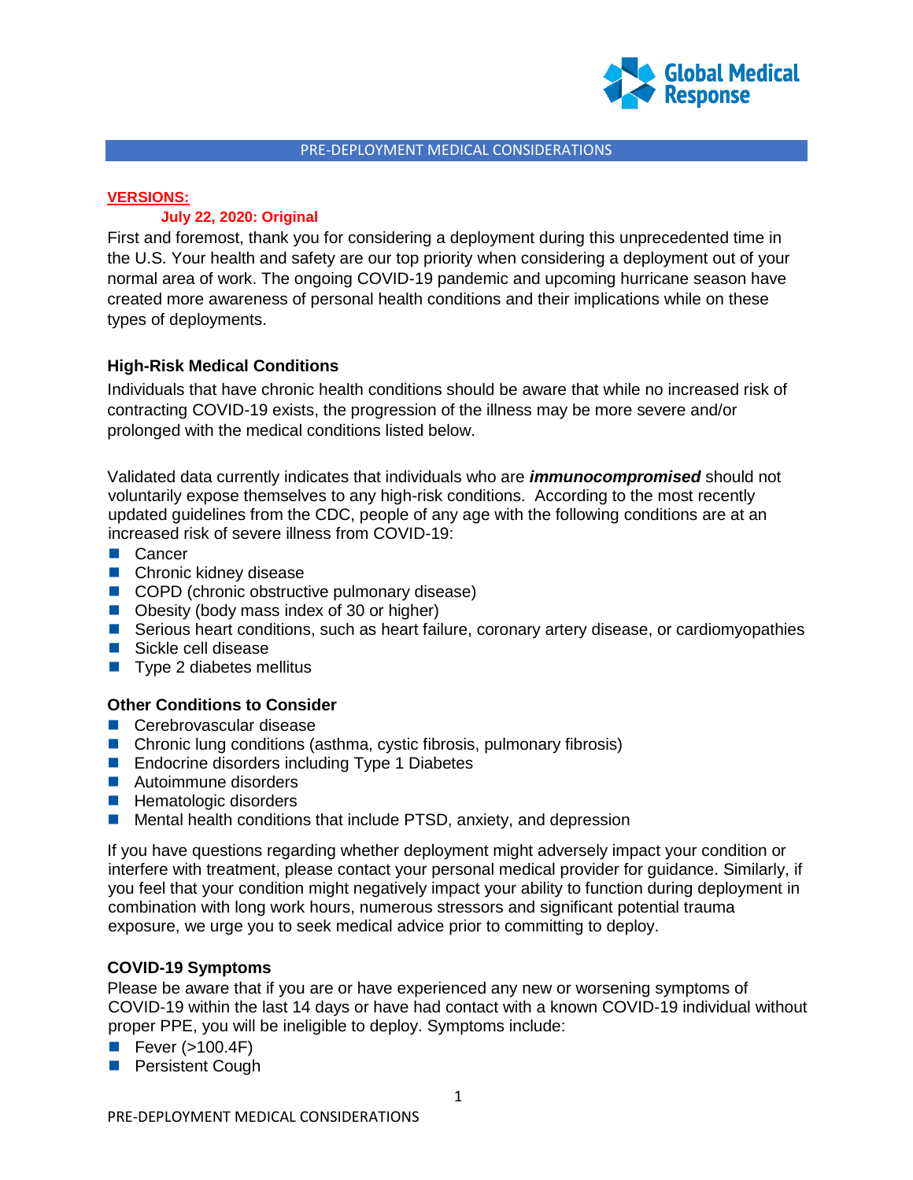# PRE-DEPLOYMENT MEDICAL CONSIDERATIONS

**VERSIONS:**

**July 22, 2020: Original**

First and foremost, thank you for considering a deployment during this unprecedented time in the U.S. Your health and safety are our top priority when considering a deployment out of your normal area of work. The ongoing COVID-19 pandemic and upcoming hurricane season have created more awareness of personal health conditions and their implications while on these types of deployments.

## High-Risk Medical Conditions

Individuals that have chronic health conditions should be aware that while no increased risk of contracting COVID-19 exists, the progression of the illness may be more severe and/or prolonged with the medical conditions listed below.

Validated data currently indicates that individuals who are ***immunocompromised*** should not voluntarily expose themselves to any high-risk conditions. According to the most recently updated guidelines from the CDC, people of any age with the following conditions are at an increased risk of severe illness from COVID-19:

- Cancer
- Chronic kidney disease
- COPD (chronic obstructive pulmonary disease)
- Obesity (body mass index of 30 or higher)
- Serious heart conditions, such as heart failure, coronary artery disease, or cardiomyopathies
- Sickle cell disease
- Type 2 diabetes mellitus

## Other Conditions to Consider

- Cerebrovascular disease
- Chronic lung conditions (asthma, cystic fibrosis, pulmonary fibrosis)
- Endocrine disorders including Type 1 Diabetes
- Autoimmune disorders
- Hematologic disorders
- Mental health conditions that include PTSD, anxiety, and depression

If you have questions regarding whether deployment might adversely impact your condition or interfere with treatment, please contact your personal medical provider for guidance. Similarly, if you feel that your condition might negatively impact your ability to function during deployment in combination with long work hours, numerous stressors and significant potential trauma exposure, we urge you to seek medical advice prior to committing to deploy.

## COVID-19 Symptoms

Please be aware that if you are or have experienced any new or worsening symptoms of COVID-19 within the last 14 days or have had contact with a known COVID-19 individual without proper PPE, you will be ineligible to deploy. Symptoms include:

- Fever (>100.4F)
- Persistent Cough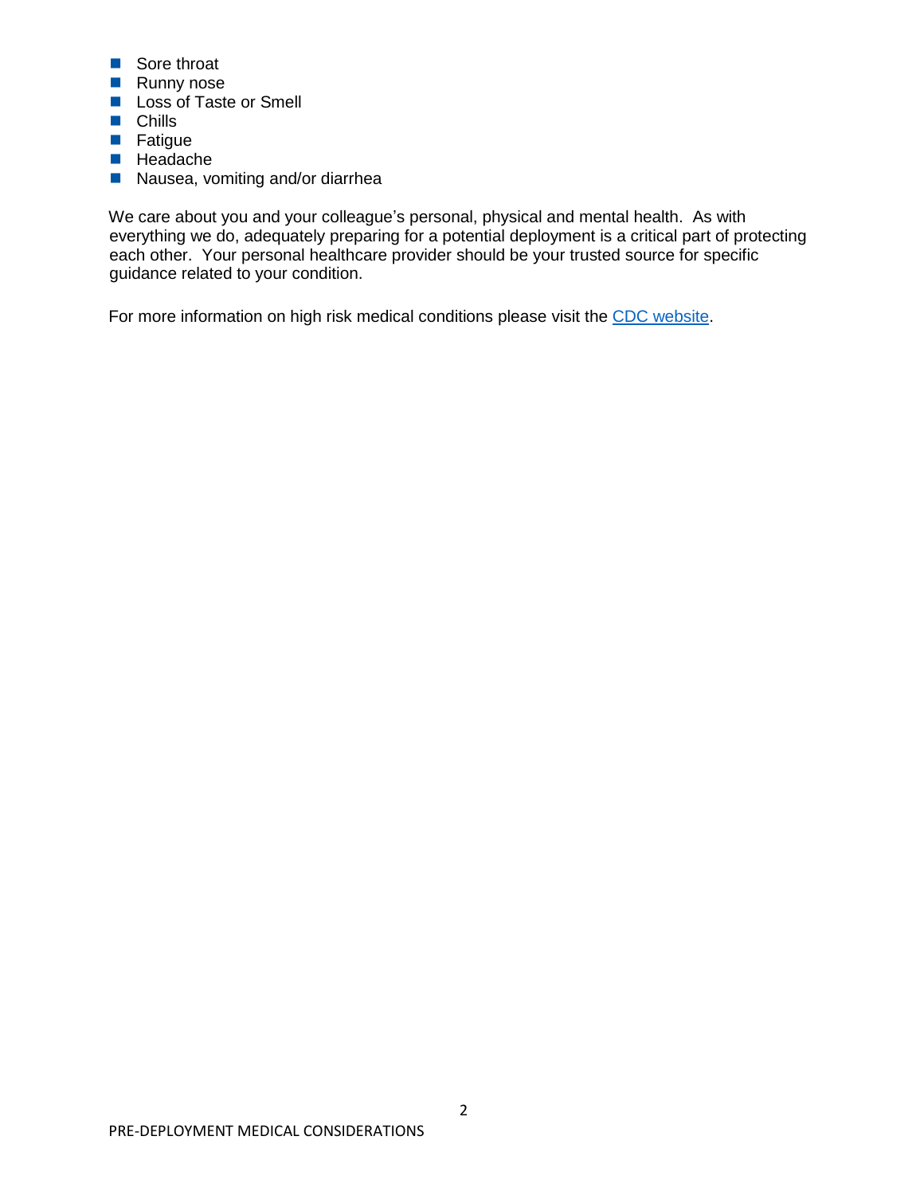- Sore throat
- Runny nose
- Loss of Taste or Smell
- Chills
- Fatigue
- Headache
- Nausea, vomiting and/or diarrhea

We care about you and your colleague's personal, physical and mental health. As with everything we do, adequately preparing for a potential deployment is a critical part of protecting each other. Your personal healthcare provider should be your trusted source for specific guidance related to your condition.

For more information on high risk medical conditions please visit the CDC website.